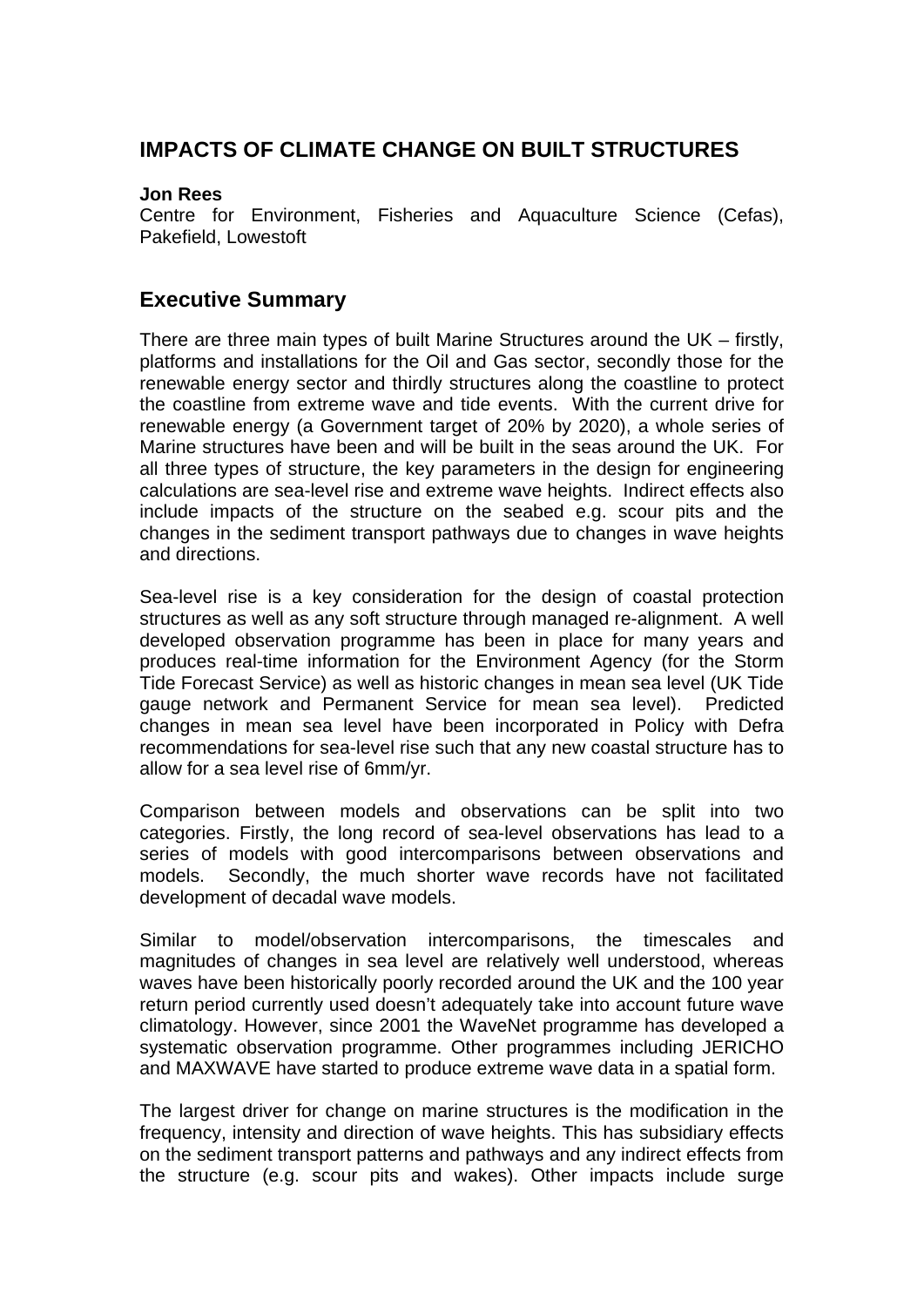## IMPACTS OF CLIMATE CHANGE ON BUILT STRUCTURES

**Jon Rees**
Centre for Environment, Fisheries and Aquaculture Science (Cefas), Pakefield, Lowestoft

## Executive Summary

There are three main types of built Marine Structures around the UK – firstly, platforms and installations for the Oil and Gas sector, secondly those for the renewable energy sector and thirdly structures along the coastline to protect the coastline from extreme wave and tide events. With the current drive for renewable energy (a Government target of 20% by 2020), a whole series of Marine structures have been and will be built in the seas around the UK. For all three types of structure, the key parameters in the design for engineering calculations are sea-level rise and extreme wave heights. Indirect effects also include impacts of the structure on the seabed e.g. scour pits and the changes in the sediment transport pathways due to changes in wave heights and directions.

Sea-level rise is a key consideration for the design of coastal protection structures as well as any soft structure through managed re-alignment. A well developed observation programme has been in place for many years and produces real-time information for the Environment Agency (for the Storm Tide Forecast Service) as well as historic changes in mean sea level (UK Tide gauge network and Permanent Service for mean sea level). Predicted changes in mean sea level have been incorporated in Policy with Defra recommendations for sea-level rise such that any new coastal structure has to allow for a sea level rise of 6mm/yr.

Comparison between models and observations can be split into two categories. Firstly, the long record of sea-level observations has lead to a series of models with good intercomparisons between observations and models. Secondly, the much shorter wave records have not facilitated development of decadal wave models.

Similar to model/observation intercomparisons, the timescales and magnitudes of changes in sea level are relatively well understood, whereas waves have been historically poorly recorded around the UK and the 100 year return period currently used doesn't adequately take into account future wave climatology. However, since 2001 the WaveNet programme has developed a systematic observation programme. Other programmes including JERICHO and MAXWAVE have started to produce extreme wave data in a spatial form.

The largest driver for change on marine structures is the modification in the frequency, intensity and direction of wave heights. This has subsidiary effects on the sediment transport patterns and pathways and any indirect effects from the structure (e.g. scour pits and wakes). Other impacts include surge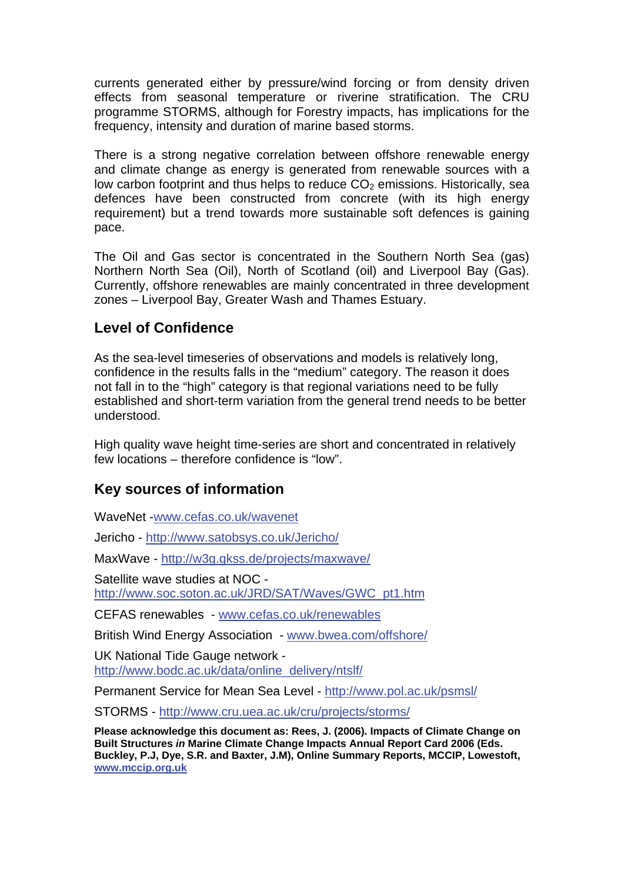currents generated either by pressure/wind forcing or from density driven effects from seasonal temperature or riverine stratification. The CRU programme STORMS, although for Forestry impacts, has implications for the frequency, intensity and duration of marine based storms.

There is a strong negative correlation between offshore renewable energy and climate change as energy is generated from renewable sources with a low carbon footprint and thus helps to reduce $CO_2$ emissions. Historically, sea defences have been constructed from concrete (with its high energy requirement) but a trend towards more sustainable soft defences is gaining pace.

The Oil and Gas sector is concentrated in the Southern North Sea (gas) Northern North Sea (Oil), North of Scotland (oil) and Liverpool Bay (Gas). Currently, offshore renewables are mainly concentrated in three development zones – Liverpool Bay, Greater Wash and Thames Estuary.

## Level of Confidence

As the sea-level timeseries of observations and models is relatively long, confidence in the results falls in the "medium" category. The reason it does not fall in to the "high" category is that regional variations need to be fully established and short-term variation from the general trend needs to be better understood.

High quality wave height time-series are short and concentrated in relatively few locations – therefore confidence is "low".

## Key sources of information

WaveNet -www.cefas.co.uk/wavenet

Jericho - http://www.satobsys.co.uk/Jericho/

MaxWave - http://w3g.gkss.de/projects/maxwave/

Satellite wave studies at NOC - http://www.soc.soton.ac.uk/JRD/SAT/Waves/GWC_pt1.htm

CEFAS renewables - www.cefas.co.uk/renewables

British Wind Energy Association - www.bwea.com/offshore/

UK National Tide Gauge network - http://www.bodc.ac.uk/data/online_delivery/ntslf/

Permanent Service for Mean Sea Level - http://www.pol.ac.uk/psmsl/

STORMS - http://www.cru.uea.ac.uk/cru/projects/storms/

**Please acknowledge this document as: Rees, J. (2006). Impacts of Climate Change on Built Structures *in* Marine Climate Change Impacts Annual Report Card 2006 (Eds. Buckley, P.J, Dye, S.R. and Baxter, J.M), Online Summary Reports, MCCIP, Lowestoft, www.mccip.org.uk**